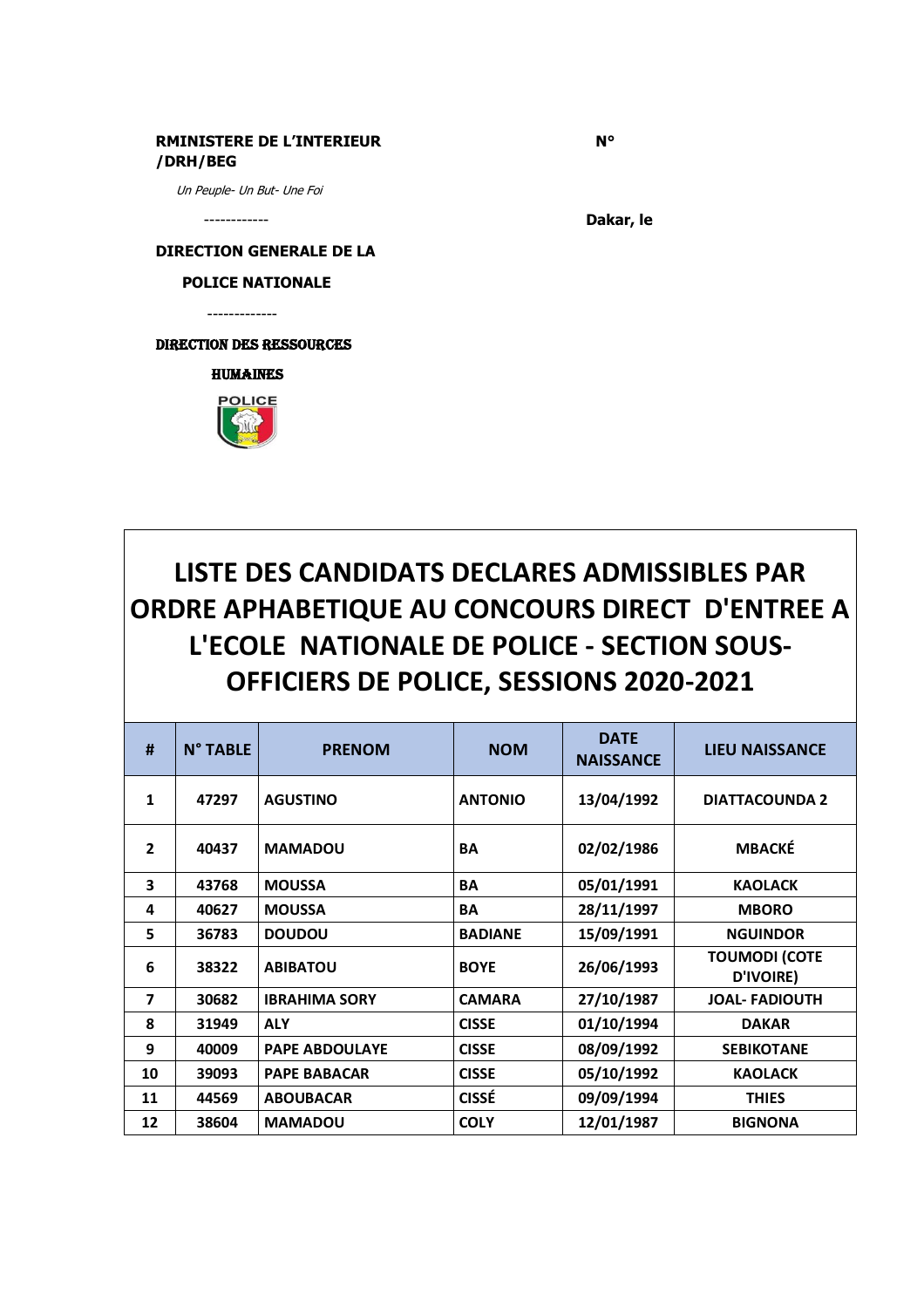**RMINISTERE DE L'INTERIEUR /DRH/BEG**

**N°**

*Un Peuple- Un But- Une Foi*

------------

**Dakar, le**

**DIRECTION GENERALE DE LA POLICE NATIONALE**

-------------

**DIRECTION DES RESSOURCES HUMAINES**

POLICE

# LISTE DES CANDIDATS DECLARES ADMISSIBLES PAR ORDRE APHABETIQUE AU CONCOURS DIRECT D'ENTREE A L'ECOLE NATIONALE DE POLICE - SECTION SOUS-OFFICIERS DE POLICE, SESSIONS 2020-2021

| # | N° TABLE | PRENOM | NOM | DATE NAISSANCE | LIEU NAISSANCE |
|---|---|---|---|---|---|
| 1 | 47297 | AGUSTINO | ANTONIO | 13/04/1992 | DIATTACOUNDA 2 |
| 2 | 40437 | MAMADOU | BA | 02/02/1986 | MBACKÉ |
| 3 | 43768 | MOUSSA | BA | 05/01/1991 | KAOLACK |
| 4 | 40627 | MOUSSA | BA | 28/11/1997 | MBORO |
| 5 | 36783 | DOUDOU | BADIANE | 15/09/1991 | NGUINDOR |
| 6 | 38322 | ABIBATOU | BOYE | 26/06/1993 | TOUMODI (COTE D'IVOIRE) |
| 7 | 30682 | IBRAHIMA SORY | CAMARA | 27/10/1987 | JOAL- FADIOUTH |
| 8 | 31949 | ALY | CISSE | 01/10/1994 | DAKAR |
| 9 | 40009 | PAPE ABDOULAYE | CISSE | 08/09/1992 | SEBIKOTANE |
| 10 | 39093 | PAPE BABACAR | CISSE | 05/10/1992 | KAOLACK |
| 11 | 44569 | ABOUBACAR | CISSÉ | 09/09/1994 | THIES |
| 12 | 38604 | MAMADOU | COLY | 12/01/1987 | BIGNONA |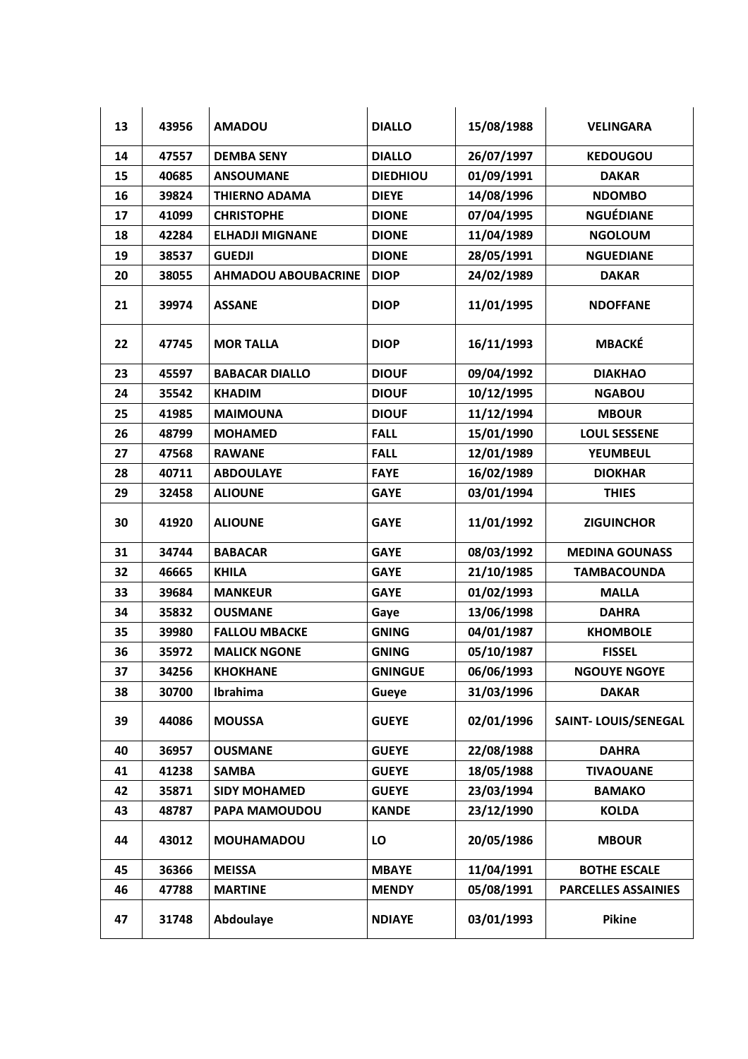| | | | | | |
|---|---|---|---|---|---|
| 13 | 43956 | **AMADOU** | **DIALLO** | 15/08/1988 | **VELINGARA** |
| 14 | 47557 | **DEMBA SENY** | **DIALLO** | 26/07/1997 | **KEDOUGOU** |
| 15 | 40685 | **ANSOUMANE** | **DIEDHIOU** | 01/09/1991 | **DAKAR** |
| 16 | 39824 | **THIERNO ADAMA** | **DIEYE** | 14/08/1996 | **NDOMBO** |
| 17 | 41099 | **CHRISTOPHE** | **DIONE** | 07/04/1995 | **NGUÉDIANE** |
| 18 | 42284 | **ELHADJI MIGNANE** | **DIONE** | 11/04/1989 | **NGOLOUM** |
| 19 | 38537 | **GUEDJI** | **DIONE** | 28/05/1991 | **NGUEDIANE** |
| 20 | 38055 | **AHMADOU ABOUBACRINE** | **DIOP** | 24/02/1989 | **DAKAR** |
| 21 | 39974 | **ASSANE** | **DIOP** | 11/01/1995 | **NDOFFANE** |
| 22 | 47745 | **MOR TALLA** | **DIOP** | 16/11/1993 | **MBACKÉ** |
| 23 | 45597 | **BABACAR DIALLO** | **DIOUF** | 09/04/1992 | **DIAKHAO** |
| 24 | 35542 | **KHADIM** | **DIOUF** | 10/12/1995 | **NGABOU** |
| 25 | 41985 | **MAIMOUNA** | **DIOUF** | 11/12/1994 | **MBOUR** |
| 26 | 48799 | **MOHAMED** | **FALL** | 15/01/1990 | **LOUL SESSENE** |
| 27 | 47568 | **RAWANE** | **FALL** | 12/01/1989 | **YEUMBEUL** |
| 28 | 40711 | **ABDOULAYE** | **FAYE** | 16/02/1989 | **DIOKHAR** |
| 29 | 32458 | **ALIOUNE** | **GAYE** | 03/01/1994 | **THIES** |
| 30 | 41920 | **ALIOUNE** | **GAYE** | 11/01/1992 | **ZIGUINCHOR** |
| 31 | 34744 | **BABACAR** | **GAYE** | 08/03/1992 | **MEDINA GOUNASS** |
| 32 | 46665 | **KHILA** | **GAYE** | 21/10/1985 | **TAMBACOUNDA** |
| 33 | 39684 | **MANKEUR** | **GAYE** | 01/02/1993 | **MALLA** |
| 34 | 35832 | **OUSMANE** | **Gaye** | 13/06/1998 | **DAHRA** |
| 35 | 39980 | **FALLOU MBACKE** | **GNING** | 04/01/1987 | **KHOMBOLE** |
| 36 | 35972 | **MALICK NGONE** | **GNING** | 05/10/1987 | **FISSEL** |
| 37 | 34256 | **KHOKHANE** | **GNINGUE** | 06/06/1993 | **NGOUYE NGOYE** |
| 38 | 30700 | **Ibrahima** | **Gueye** | 31/03/1996 | **DAKAR** |
| 39 | 44086 | **MOUSSA** | **GUEYE** | 02/01/1996 | **SAINT- LOUIS/SENEGAL** |
| 40 | 36957 | **OUSMANE** | **GUEYE** | 22/08/1988 | **DAHRA** |
| 41 | 41238 | **SAMBA** | **GUEYE** | 18/05/1988 | **TIVAOUANE** |
| 42 | 35871 | **SIDY MOHAMED** | **GUEYE** | 23/03/1994 | **BAMAKO** |
| 43 | 48787 | **PAPA MAMOUDOU** | **KANDE** | 23/12/1990 | **KOLDA** |
| 44 | 43012 | **MOUHAMADOU** | **LO** | 20/05/1986 | **MBOUR** |
| 45 | 36366 | **MEISSA** | **MBAYE** | 11/04/1991 | **BOTHE ESCALE** |
| 46 | 47788 | **MARTINE** | **MENDY** | 05/08/1991 | **PARCELLES ASSAINIES** |
| 47 | 31748 | **Abdoulaye** | **NDIAYE** | 03/01/1993 | **Pikine** |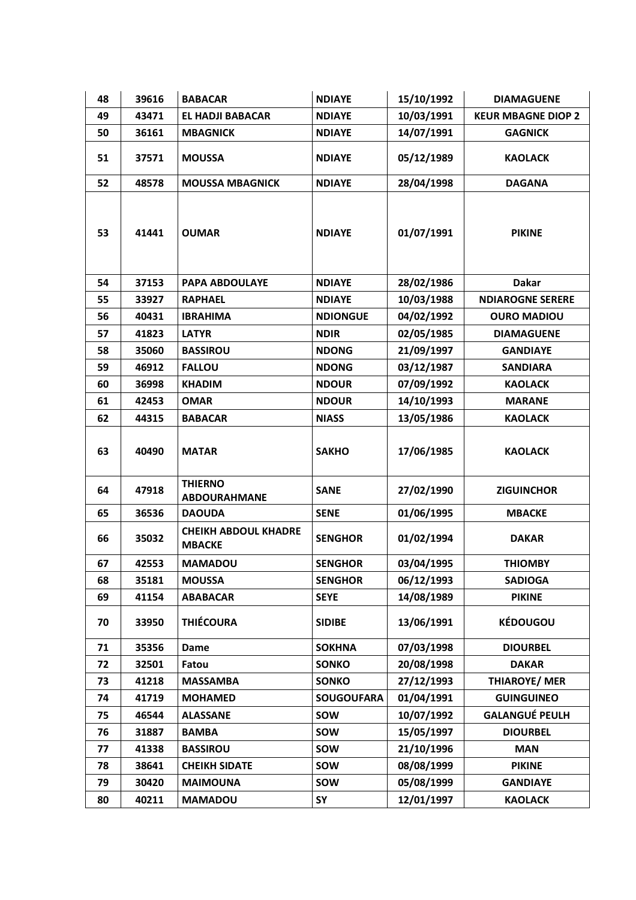| 48 | 39616 | **BABACAR** | **NDIAYE** | 15/10/1992 | **DIAMAGUENE** |
|---|---|---|---|---|---|
| 49 | 43471 | **EL HADJI BABACAR** | **NDIAYE** | 10/03/1991 | **KEUR MBAGNE DIOP 2** |
| 50 | 36161 | **MBAGNICK** | **NDIAYE** | 14/07/1991 | **GAGNICK** |
| 51 | 37571 | **MOUSSA** | **NDIAYE** | 05/12/1989 | **KAOLACK** |
| 52 | 48578 | **MOUSSA MBAGNICK** | **NDIAYE** | 28/04/1998 | **DAGANA** |
| 53 | 41441 | **OUMAR** | **NDIAYE** | 01/07/1991 | **PIKINE** |
| 54 | 37153 | **PAPA ABDOULAYE** | **NDIAYE** | 28/02/1986 | **Dakar** |
| 55 | 33927 | **RAPHAEL** | **NDIAYE** | 10/03/1988 | **NDIAROGNE SERERE** |
| 56 | 40431 | **IBRAHIMA** | **NDIONGUE** | 04/02/1992 | **OURO MADIOU** |
| 57 | 41823 | **LATYR** | **NDIR** | 02/05/1985 | **DIAMAGUENE** |
| 58 | 35060 | **BASSIROU** | **NDONG** | 21/09/1997 | **GANDIAYE** |
| 59 | 46912 | **FALLOU** | **NDONG** | 03/12/1987 | **SANDIARA** |
| 60 | 36998 | **KHADIM** | **NDOUR** | 07/09/1992 | **KAOLACK** |
| 61 | 42453 | **OMAR** | **NDOUR** | 14/10/1993 | **MARANE** |
| 62 | 44315 | **BABACAR** | **NIASS** | 13/05/1986 | **KAOLACK** |
| 63 | 40490 | **MATAR** | **SAKHO** | 17/06/1985 | **KAOLACK** |
| 64 | 47918 | **THIERNO ABDOURAHMANE** | **SANE** | 27/02/1990 | **ZIGUINCHOR** |
| 65 | 36536 | **DAOUDA** | **SENE** | 01/06/1995 | **MBACKE** |
| 66 | 35032 | **CHEIKH ABDOUL KHADRE MBACKE** | **SENGHOR** | 01/02/1994 | **DAKAR** |
| 67 | 42553 | **MAMADOU** | **SENGHOR** | 03/04/1995 | **THIOMBY** |
| 68 | 35181 | **MOUSSA** | **SENGHOR** | 06/12/1993 | **SADIOGA** |
| 69 | 41154 | **ABABACAR** | **SEYE** | 14/08/1989 | **PIKINE** |
| 70 | 33950 | **THIÉCOURA** | **SIDIBE** | 13/06/1991 | **KÉDOUGOU** |
| 71 | 35356 | **Dame** | **SOKHNA** | 07/03/1998 | **DIOURBEL** |
| 72 | 32501 | **Fatou** | **SONKO** | 20/08/1998 | **DAKAR** |
| 73 | 41218 | **MASSAMBA** | **SONKO** | 27/12/1993 | **THIAROYE/ MER** |
| 74 | 41719 | **MOHAMED** | **SOUGOUFARA** | 01/04/1991 | **GUINGUINEO** |
| 75 | 46544 | **ALASSANE** | **SOW** | 10/07/1992 | **GALANGUÉ PEULH** |
| 76 | 31887 | **BAMBA** | **SOW** | 15/05/1997 | **DIOURBEL** |
| 77 | 41338 | **BASSIROU** | **SOW** | 21/10/1996 | **MAN** |
| 78 | 38641 | **CHEIKH SIDATE** | **SOW** | 08/08/1999 | **PIKINE** |
| 79 | 30420 | **MAIMOUNA** | **SOW** | 05/08/1999 | **GANDIAYE** |
| 80 | 40211 | **MAMADOU** | **SY** | 12/01/1997 | **KAOLACK** |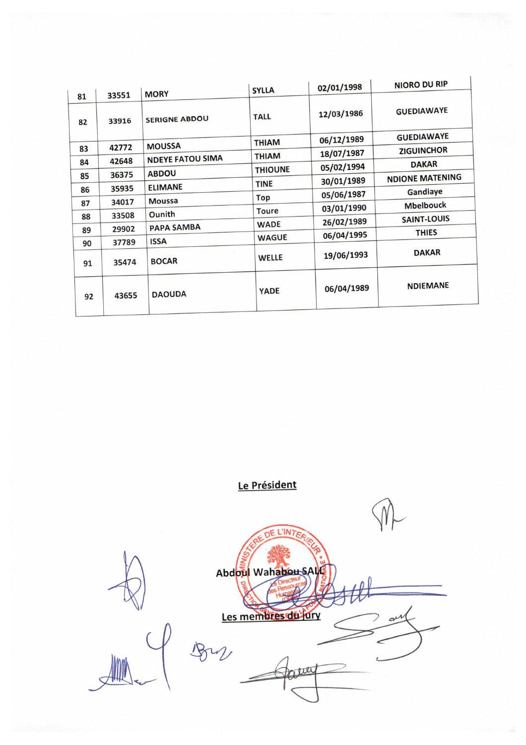| | | | | | |
|---|---|---|---|---|---|
| 81 | 33551 | MORY | SYLLA | 02/01/1998 | NIORO DU RIP |
| 82 | 33916 | SERIGNE ABDOU | TALL | 12/03/1986 | GUEDIAWAYE |
| 83 | 42772 | MOUSSA | THIAM | 06/12/1989 | GUEDIAWAYE |
| 84 | 42648 | NDEYE FATOU SIMA | THIAM | 18/07/1987 | ZIGUINCHOR |
| 85 | 36375 | ABDOU | THIOUNE | 05/02/1994 | DAKAR |
| 86 | 35935 | ELIMANE | TINE | 30/01/1989 | NDIONE MATENING |
| 87 | 34017 | Moussa | Top | 05/06/1987 | Gandiaye |
| 88 | 33508 | Ounith | Toure | 03/01/1990 | Mbelbouck |
| 89 | 29902 | PAPA SAMBA | WADE | 26/02/1989 | SAINT-LOUIS |
| 90 | 37789 | ISSA | WAGUE | 06/04/1995 | THIES |
| 91 | 35474 | BOCAR | WELLE | 19/06/1993 | DAKAR |
| 92 | 43655 | DAOUDA | YADE | 06/04/1989 | NDIEMANE |

**Le Président**

Abdoul Wahabou SALL

**Les membres du jury**